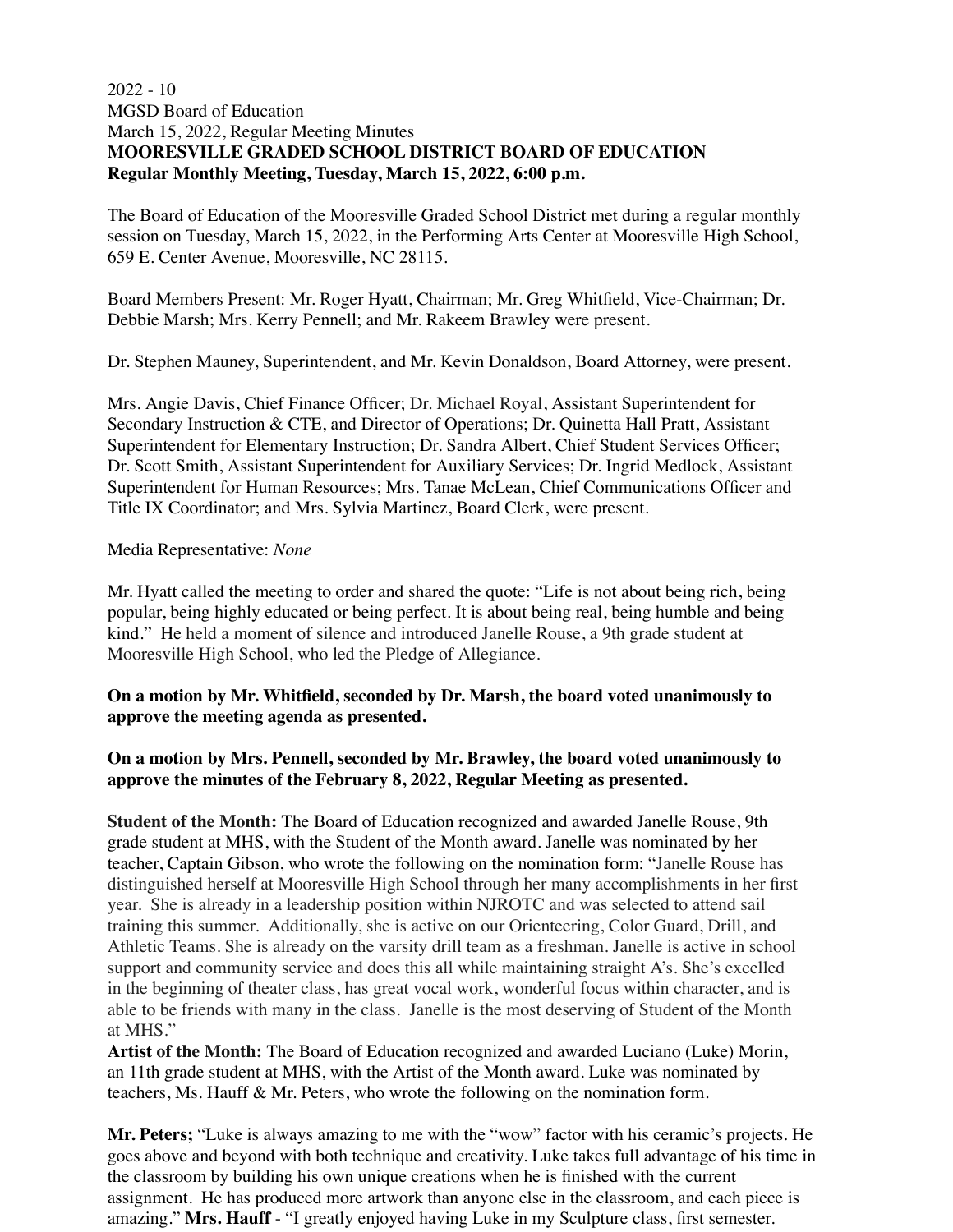2022 - 10
MGSD Board of Education
March 15, 2022, Regular Meeting Minutes

**MOORESVILLE GRADED SCHOOL DISTRICT BOARD OF EDUCATION**
**Regular Monthly Meeting, Tuesday, March 15, 2022, 6:00 p.m.**

The Board of Education of the Mooresville Graded School District met during a regular monthly session on Tuesday, March 15, 2022, in the Performing Arts Center at Mooresville High School, 659 E. Center Avenue, Mooresville, NC 28115.

Board Members Present: Mr. Roger Hyatt, Chairman; Mr. Greg Whitfield, Vice-Chairman; Dr. Debbie Marsh; Mrs. Kerry Pennell; and Mr. Rakeem Brawley were present.

Dr. Stephen Mauney, Superintendent, and Mr. Kevin Donaldson, Board Attorney, were present.

Mrs. Angie Davis, Chief Finance Officer; Dr. Michael Royal, Assistant Superintendent for Secondary Instruction & CTE, and Director of Operations; Dr. Quinetta Hall Pratt, Assistant Superintendent for Elementary Instruction; Dr. Sandra Albert, Chief Student Services Officer; Dr. Scott Smith, Assistant Superintendent for Auxiliary Services; Dr. Ingrid Medlock, Assistant Superintendent for Human Resources; Mrs. Tanae McLean, Chief Communications Officer and Title IX Coordinator; and Mrs. Sylvia Martinez, Board Clerk, were present.

Media Representative: *None*

Mr. Hyatt called the meeting to order and shared the quote: "Life is not about being rich, being popular, being highly educated or being perfect. It is about being real, being humble and being kind." He held a moment of silence and introduced Janelle Rouse, a 9th grade student at Mooresville High School, who led the Pledge of Allegiance.

**On a motion by Mr. Whitfield, seconded by Dr. Marsh, the board voted unanimously to approve the meeting agenda as presented.**

**On a motion by Mrs. Pennell, seconded by Mr. Brawley, the board voted unanimously to approve the minutes of the February 8, 2022, Regular Meeting as presented.**

**Student of the Month:** The Board of Education recognized and awarded Janelle Rouse, 9th grade student at MHS, with the Student of the Month award. Janelle was nominated by her teacher, Captain Gibson, who wrote the following on the nomination form: "Janelle Rouse has distinguished herself at Mooresville High School through her many accomplishments in her first year. She is already in a leadership position within NJROTC and was selected to attend sail training this summer. Additionally, she is active on our Orienteering, Color Guard, Drill, and Athletic Teams. She is already on the varsity drill team as a freshman. Janelle is active in school support and community service and does this all while maintaining straight A's. She's excelled in the beginning of theater class, has great vocal work, wonderful focus within character, and is able to be friends with many in the class. Janelle is the most deserving of Student of the Month at MHS."

**Artist of the Month:** The Board of Education recognized and awarded Luciano (Luke) Morin, an 11th grade student at MHS, with the Artist of the Month award. Luke was nominated by teachers, Ms. Hauff & Mr. Peters, who wrote the following on the nomination form.

**Mr. Peters;** "Luke is always amazing to me with the "wow" factor with his ceramic's projects. He goes above and beyond with both technique and creativity. Luke takes full advantage of his time in the classroom by building his own unique creations when he is finished with the current assignment. He has produced more artwork than anyone else in the classroom, and each piece is amazing." **Mrs. Hauff** - "I greatly enjoyed having Luke in my Sculpture class, first semester.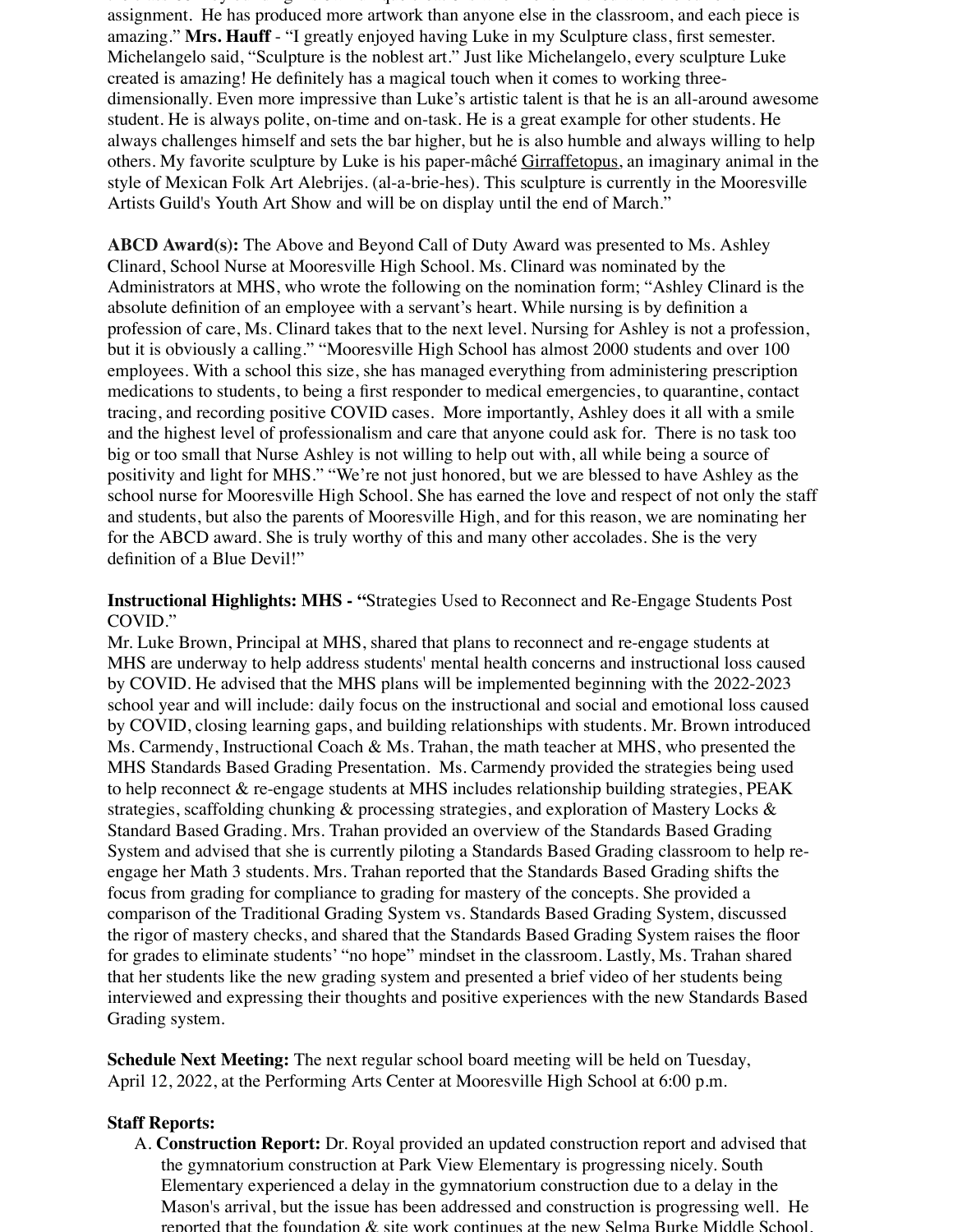assignment.  He has produced more artwork than anyone else in the classroom, and each piece is amazing." **Mrs. Hauff** - "I greatly enjoyed having Luke in my Sculpture class, first semester. Michelangelo said, "Sculpture is the noblest art." Just like Michelangelo, every sculpture Luke created is amazing! He definitely has a magical touch when it comes to working three-dimensionally. Even more impressive than Luke's artistic talent is that he is an all-around awesome student. He is always polite, on-time and on-task. He is a great example for other students. He always challenges himself and sets the bar higher, but he is also humble and always willing to help others. My favorite sculpture by Luke is his paper-mâché Girraffetopus, an imaginary animal in the style of Mexican Folk Art Alebrijes. (al-a-brie-hes). This sculpture is currently in the Mooresville Artists Guild's Youth Art Show and will be on display until the end of March."

**ABCD Award(s):** The Above and Beyond Call of Duty Award was presented to Ms. Ashley Clinard, School Nurse at Mooresville High School. Ms. Clinard was nominated by the Administrators at MHS, who wrote the following on the nomination form; "Ashley Clinard is the absolute definition of an employee with a servant's heart. While nursing is by definition a profession of care, Ms. Clinard takes that to the next level. Nursing for Ashley is not a profession, but it is obviously a calling." "Mooresville High School has almost 2000 students and over 100 employees. With a school this size, she has managed everything from administering prescription medications to students, to being a first responder to medical emergencies, to quarantine, contact tracing, and recording positive COVID cases.  More importantly, Ashley does it all with a smile and the highest level of professionalism and care that anyone could ask for.  There is no task too big or too small that Nurse Ashley is not willing to help out with, all while being a source of positivity and light for MHS." "We're not just honored, but we are blessed to have Ashley as the school nurse for Mooresville High School. She has earned the love and respect of not only the staff and students, but also the parents of Mooresville High, and for this reason, we are nominating her for the ABCD award. She is truly worthy of this and many other accolades. She is the very definition of a Blue Devil!"

**Instructional Highlights: MHS - "**Strategies Used to Reconnect and Re-Engage Students Post COVID."
Mr. Luke Brown, Principal at MHS, shared that plans to reconnect and re-engage students at MHS are underway to help address students' mental health concerns and instructional loss caused by COVID. He advised that the MHS plans will be implemented beginning with the 2022-2023 school year and will include: daily focus on the instructional and social and emotional loss caused by COVID, closing learning gaps, and building relationships with students. Mr. Brown introduced Ms. Carmendy, Instructional Coach & Ms. Trahan, the math teacher at MHS, who presented the MHS Standards Based Grading Presentation.  Ms. Carmendy provided the strategies being used to help reconnect & re-engage students at MHS includes relationship building strategies, PEAK strategies, scaffolding chunking & processing strategies, and exploration of Mastery Locks & Standard Based Grading. Mrs. Trahan provided an overview of the Standards Based Grading System and advised that she is currently piloting a Standards Based Grading classroom to help re-engage her Math 3 students. Mrs. Trahan reported that the Standards Based Grading shifts the focus from grading for compliance to grading for mastery of the concepts. She provided a comparison of the Traditional Grading System vs. Standards Based Grading System, discussed the rigor of mastery checks, and shared that the Standards Based Grading System raises the floor for grades to eliminate students' "no hope" mindset in the classroom. Lastly, Ms. Trahan shared that her students like the new grading system and presented a brief video of her students being interviewed and expressing their thoughts and positive experiences with the new Standards Based Grading system.

**Schedule Next Meeting:** The next regular school board meeting will be held on Tuesday, April 12, 2022, at the Performing Arts Center at Mooresville High School at 6:00 p.m.

**Staff Reports:**

A. **Construction Report:** Dr. Royal provided an updated construction report and advised that the gymnatorium construction at Park View Elementary is progressing nicely. South Elementary experienced a delay in the gymnatorium construction due to a delay in the Mason's arrival, but the issue has been addressed and construction is progressing well.  He reported that the foundation & site work continues at the new Selma Burke Middle School,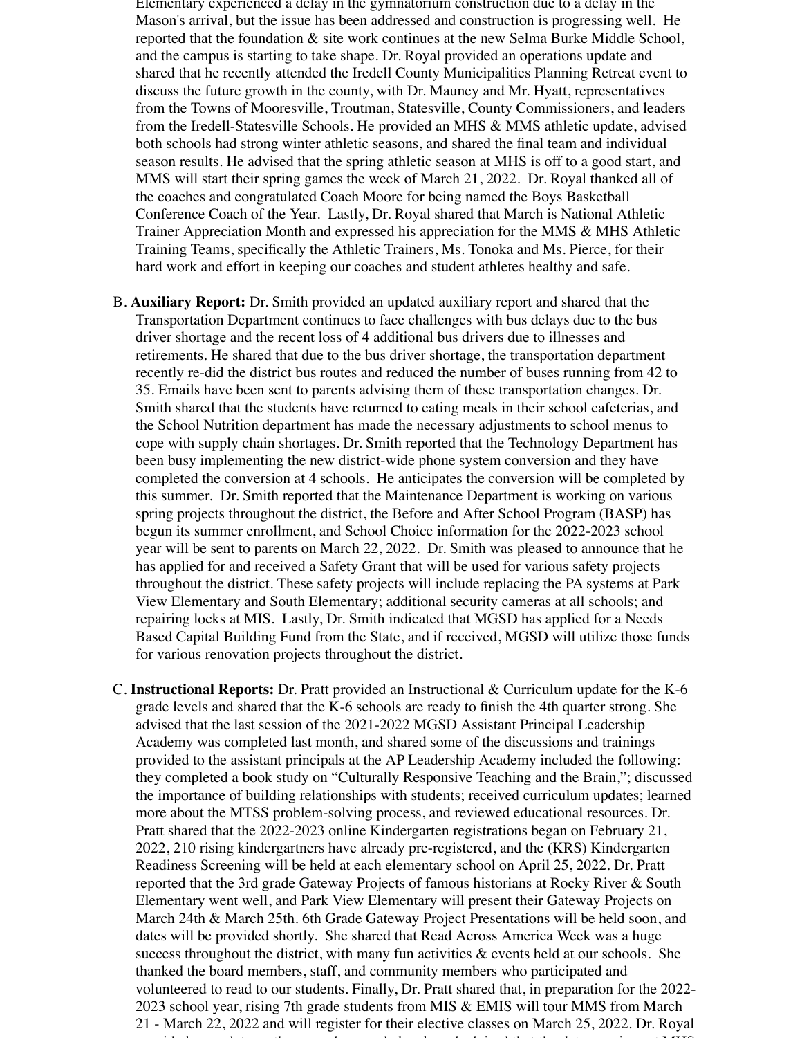Elementary experienced a delay in the gymnatorium construction due to a delay in the Mason's arrival, but the issue has been addressed and construction is progressing well. He reported that the foundation & site work continues at the new Selma Burke Middle School, and the campus is starting to take shape. Dr. Royal provided an operations update and shared that he recently attended the Iredell County Municipalities Planning Retreat event to discuss the future growth in the county, with Dr. Mauney and Mr. Hyatt, representatives from the Towns of Mooresville, Troutman, Statesville, County Commissioners, and leaders from the Iredell-Statesville Schools. He provided an MHS & MMS athletic update, advised both schools had strong winter athletic seasons, and shared the final team and individual season results. He advised that the spring athletic season at MHS is off to a good start, and MMS will start their spring games the week of March 21, 2022. Dr. Royal thanked all of the coaches and congratulated Coach Moore for being named the Boys Basketball Conference Coach of the Year. Lastly, Dr. Royal shared that March is National Athletic Trainer Appreciation Month and expressed his appreciation for the MMS & MHS Athletic Training Teams, specifically the Athletic Trainers, Ms. Tonoka and Ms. Pierce, for their hard work and effort in keeping our coaches and student athletes healthy and safe.

B. **Auxiliary Report:** Dr. Smith provided an updated auxiliary report and shared that the Transportation Department continues to face challenges with bus delays due to the bus driver shortage and the recent loss of 4 additional bus drivers due to illnesses and retirements. He shared that due to the bus driver shortage, the transportation department recently re-did the district bus routes and reduced the number of buses running from 42 to 35. Emails have been sent to parents advising them of these transportation changes. Dr. Smith shared that the students have returned to eating meals in their school cafeterias, and the School Nutrition department has made the necessary adjustments to school menus to cope with supply chain shortages. Dr. Smith reported that the Technology Department has been busy implementing the new district-wide phone system conversion and they have completed the conversion at 4 schools. He anticipates the conversion will be completed by this summer. Dr. Smith reported that the Maintenance Department is working on various spring projects throughout the district, the Before and After School Program (BASP) has begun its summer enrollment, and School Choice information for the 2022-2023 school year will be sent to parents on March 22, 2022. Dr. Smith was pleased to announce that he has applied for and received a Safety Grant that will be used for various safety projects throughout the district. These safety projects will include replacing the PA systems at Park View Elementary and South Elementary; additional security cameras at all schools; and repairing locks at MIS. Lastly, Dr. Smith indicated that MGSD has applied for a Needs Based Capital Building Fund from the State, and if received, MGSD will utilize those funds for various renovation projects throughout the district.

C. **Instructional Reports:** Dr. Pratt provided an Instructional & Curriculum update for the K-6 grade levels and shared that the K-6 schools are ready to finish the 4th quarter strong. She advised that the last session of the 2021-2022 MGSD Assistant Principal Leadership Academy was completed last month, and shared some of the discussions and trainings provided to the assistant principals at the AP Leadership Academy included the following: they completed a book study on "Culturally Responsive Teaching and the Brain,"; discussed the importance of building relationships with students; received curriculum updates; learned more about the MTSS problem-solving process, and reviewed educational resources. Dr. Pratt shared that the 2022-2023 online Kindergarten registrations began on February 21, 2022, 210 rising kindergartners have already pre-registered, and the (KRS) Kindergarten Readiness Screening will be held at each elementary school on April 25, 2022. Dr. Pratt reported that the 3rd grade Gateway Projects of famous historians at Rocky River & South Elementary went well, and Park View Elementary will present their Gateway Projects on March 24th & March 25th. 6th Grade Gateway Project Presentations will be held soon, and dates will be provided shortly. She shared that Read Across America Week was a huge success throughout the district, with many fun activities & events held at our schools. She thanked the board members, staff, and community members who participated and volunteered to read to our students. Finally, Dr. Pratt shared that, in preparation for the 2022-2023 school year, rising 7th grade students from MIS & EMIS will tour MMS from March 21 - March 22, 2022 and will register for their elective classes on March 25, 2022. Dr. Royal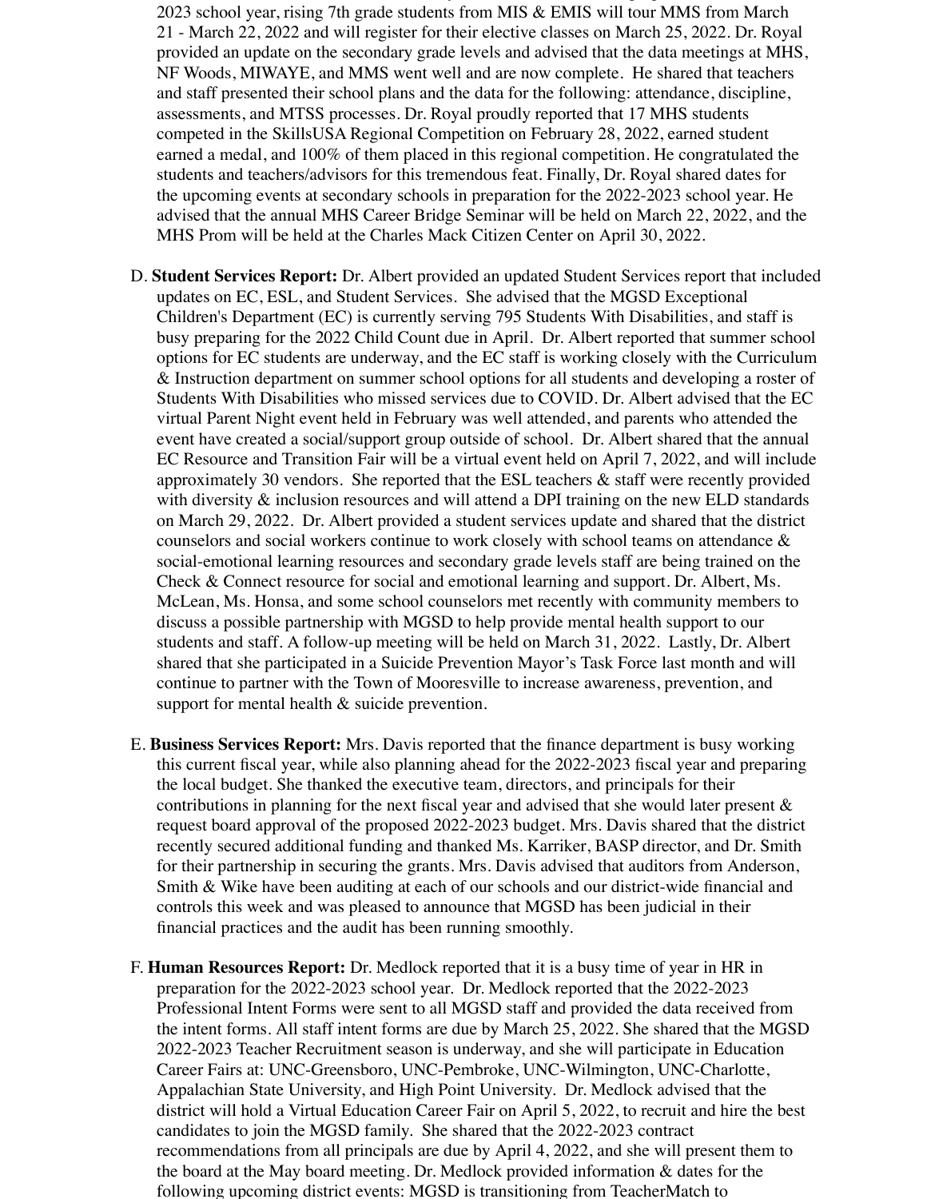2023 school year, rising 7th grade students from MIS & EMIS will tour MMS from March 21 - March 22, 2022 and will register for their elective classes on March 25, 2022. Dr. Royal provided an update on the secondary grade levels and advised that the data meetings at MHS, NF Woods, MIWAYE, and MMS went well and are now complete. He shared that teachers and staff presented their school plans and the data for the following: attendance, discipline, assessments, and MTSS processes. Dr. Royal proudly reported that 17 MHS students competed in the SkillsUSA Regional Competition on February 28, 2022, earned student earned a medal, and 100% of them placed in this regional competition. He congratulated the students and teachers/advisors for this tremendous feat. Finally, Dr. Royal shared dates for the upcoming events at secondary schools in preparation for the 2022-2023 school year. He advised that the annual MHS Career Bridge Seminar will be held on March 22, 2022, and the MHS Prom will be held at the Charles Mack Citizen Center on April 30, 2022.

D. **Student Services Report:** Dr. Albert provided an updated Student Services report that included updates on EC, ESL, and Student Services. She advised that the MGSD Exceptional Children's Department (EC) is currently serving 795 Students With Disabilities, and staff is busy preparing for the 2022 Child Count due in April. Dr. Albert reported that summer school options for EC students are underway, and the EC staff is working closely with the Curriculum & Instruction department on summer school options for all students and developing a roster of Students With Disabilities who missed services due to COVID. Dr. Albert advised that the EC virtual Parent Night event held in February was well attended, and parents who attended the event have created a social/support group outside of school. Dr. Albert shared that the annual EC Resource and Transition Fair will be a virtual event held on April 7, 2022, and will include approximately 30 vendors. She reported that the ESL teachers & staff were recently provided with diversity & inclusion resources and will attend a DPI training on the new ELD standards on March 29, 2022. Dr. Albert provided a student services update and shared that the district counselors and social workers continue to work closely with school teams on attendance & social-emotional learning resources and secondary grade levels staff are being trained on the Check & Connect resource for social and emotional learning and support. Dr. Albert, Ms. McLean, Ms. Honsa, and some school counselors met recently with community members to discuss a possible partnership with MGSD to help provide mental health support to our students and staff. A follow-up meeting will be held on March 31, 2022. Lastly, Dr. Albert shared that she participated in a Suicide Prevention Mayor's Task Force last month and will continue to partner with the Town of Mooresville to increase awareness, prevention, and support for mental health & suicide prevention.

E. **Business Services Report:** Mrs. Davis reported that the finance department is busy working this current fiscal year, while also planning ahead for the 2022-2023 fiscal year and preparing the local budget. She thanked the executive team, directors, and principals for their contributions in planning for the next fiscal year and advised that she would later present & request board approval of the proposed 2022-2023 budget. Mrs. Davis shared that the district recently secured additional funding and thanked Ms. Karriker, BASP director, and Dr. Smith for their partnership in securing the grants. Mrs. Davis advised that auditors from Anderson, Smith & Wike have been auditing at each of our schools and our district-wide financial and controls this week and was pleased to announce that MGSD has been judicial in their financial practices and the audit has been running smoothly.

F. **Human Resources Report:** Dr. Medlock reported that it is a busy time of year in HR in preparation for the 2022-2023 school year. Dr. Medlock reported that the 2022-2023 Professional Intent Forms were sent to all MGSD staff and provided the data received from the intent forms. All staff intent forms are due by March 25, 2022. She shared that the MGSD 2022-2023 Teacher Recruitment season is underway, and she will participate in Education Career Fairs at: UNC-Greensboro, UNC-Pembroke, UNC-Wilmington, UNC-Charlotte, Appalachian State University, and High Point University. Dr. Medlock advised that the district will hold a Virtual Education Career Fair on April 5, 2022, to recruit and hire the best candidates to join the MGSD family. She shared that the 2022-2023 contract recommendations from all principals are due by April 4, 2022, and she will present them to the board at the May board meeting. Dr. Medlock provided information & dates for the following upcoming district events: MGSD is transitioning from TeacherMatch to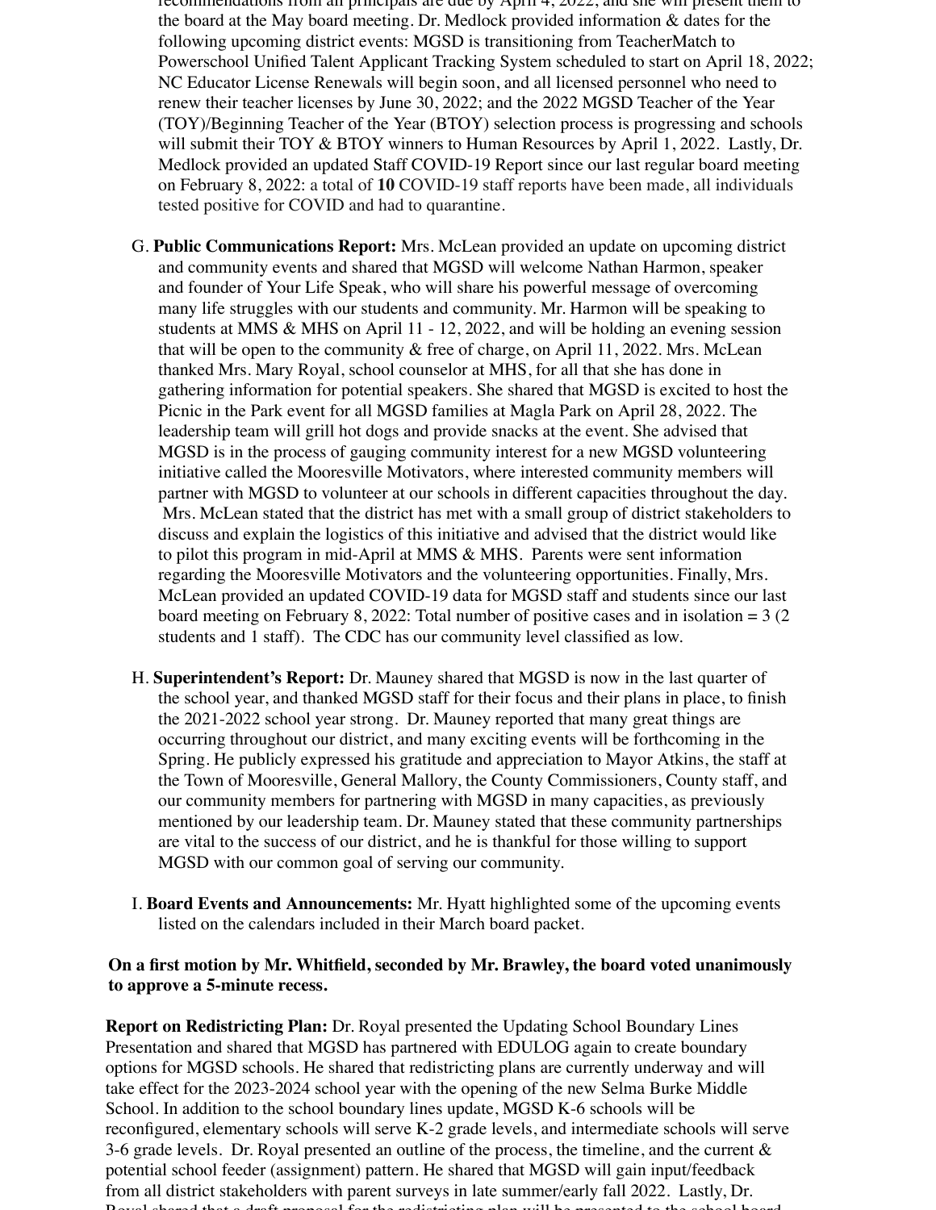recommendations from all principals are due by April 4, 2022, and she will present them to the board at the May board meeting. Dr. Medlock provided information & dates for the following upcoming district events: MGSD is transitioning from TeacherMatch to Powerschool Unified Talent Applicant Tracking System scheduled to start on April 18, 2022; NC Educator License Renewals will begin soon, and all licensed personnel who need to renew their teacher licenses by June 30, 2022; and the 2022 MGSD Teacher of the Year (TOY)/Beginning Teacher of the Year (BTOY) selection process is progressing and schools will submit their TOY & BTOY winners to Human Resources by April 1, 2022. Lastly, Dr. Medlock provided an updated Staff COVID-19 Report since our last regular board meeting on February 8, 2022: a total of **10** COVID-19 staff reports have been made, all individuals tested positive for COVID and had to quarantine.

G. **Public Communications Report:** Mrs. McLean provided an update on upcoming district and community events and shared that MGSD will welcome Nathan Harmon, speaker and founder of Your Life Speak, who will share his powerful message of overcoming many life struggles with our students and community. Mr. Harmon will be speaking to students at MMS & MHS on April 11 - 12, 2022, and will be holding an evening session that will be open to the community & free of charge, on April 11, 2022. Mrs. McLean thanked Mrs. Mary Royal, school counselor at MHS, for all that she has done in gathering information for potential speakers. She shared that MGSD is excited to host the Picnic in the Park event for all MGSD families at Magla Park on April 28, 2022. The leadership team will grill hot dogs and provide snacks at the event. She advised that MGSD is in the process of gauging community interest for a new MGSD volunteering initiative called the Mooresville Motivators, where interested community members will partner with MGSD to volunteer at our schools in different capacities throughout the day. Mrs. McLean stated that the district has met with a small group of district stakeholders to discuss and explain the logistics of this initiative and advised that the district would like to pilot this program in mid-April at MMS & MHS. Parents were sent information regarding the Mooresville Motivators and the volunteering opportunities. Finally, Mrs. McLean provided an updated COVID-19 data for MGSD staff and students since our last board meeting on February 8, 2022: Total number of positive cases and in isolation = 3 (2 students and 1 staff). The CDC has our community level classified as low.

H. **Superintendent's Report:** Dr. Mauney shared that MGSD is now in the last quarter of the school year, and thanked MGSD staff for their focus and their plans in place, to finish the 2021-2022 school year strong. Dr. Mauney reported that many great things are occurring throughout our district, and many exciting events will be forthcoming in the Spring. He publicly expressed his gratitude and appreciation to Mayor Atkins, the staff at the Town of Mooresville, General Mallory, the County Commissioners, County staff, and our community members for partnering with MGSD in many capacities, as previously mentioned by our leadership team. Dr. Mauney stated that these community partnerships are vital to the success of our district, and he is thankful for those willing to support MGSD with our common goal of serving our community.

I. **Board Events and Announcements:** Mr. Hyatt highlighted some of the upcoming events listed on the calendars included in their March board packet.

**On a first motion by Mr. Whitfield, seconded by Mr. Brawley, the board voted unanimously to approve a 5-minute recess.**

**Report on Redistricting Plan:** Dr. Royal presented the Updating School Boundary Lines Presentation and shared that MGSD has partnered with EDULOG again to create boundary options for MGSD schools. He shared that redistricting plans are currently underway and will take effect for the 2023-2024 school year with the opening of the new Selma Burke Middle School. In addition to the school boundary lines update, MGSD K-6 schools will be reconfigured, elementary schools will serve K-2 grade levels, and intermediate schools will serve 3-6 grade levels. Dr. Royal presented an outline of the process, the timeline, and the current & potential school feeder (assignment) pattern. He shared that MGSD will gain input/feedback from all district stakeholders with parent surveys in late summer/early fall 2022. Lastly, Dr. Royal shared that a draft proposal for the redistricting plan will be presented to the school board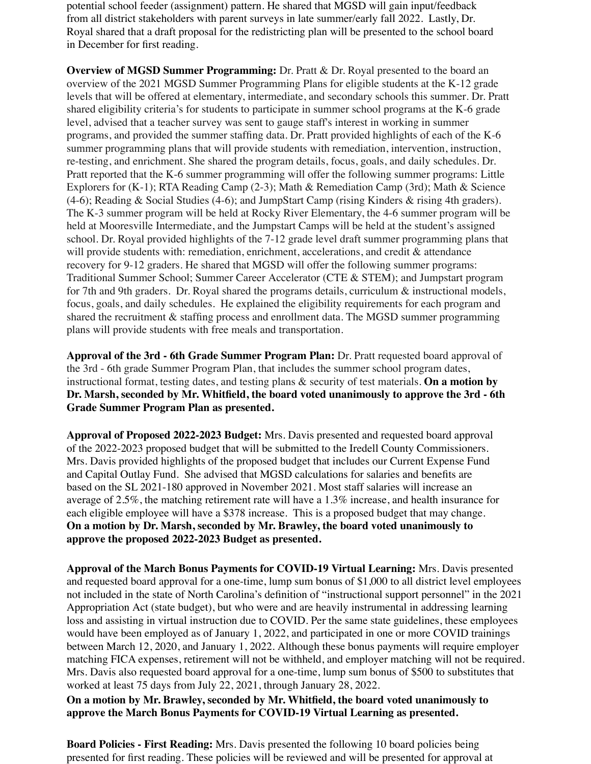potential school feeder (assignment) pattern. He shared that MGSD will gain input/feedback from all district stakeholders with parent surveys in late summer/early fall 2022. Lastly, Dr. Royal shared that a draft proposal for the redistricting plan will be presented to the school board in December for first reading.

**Overview of MGSD Summer Programming:** Dr. Pratt & Dr. Royal presented to the board an overview of the 2021 MGSD Summer Programming Plans for eligible students at the K-12 grade levels that will be offered at elementary, intermediate, and secondary schools this summer. Dr. Pratt shared eligibility criteria's for students to participate in summer school programs at the K-6 grade level, advised that a teacher survey was sent to gauge staff's interest in working in summer programs, and provided the summer staffing data. Dr. Pratt provided highlights of each of the K-6 summer programming plans that will provide students with remediation, intervention, instruction, re-testing, and enrichment. She shared the program details, focus, goals, and daily schedules. Dr. Pratt reported that the K-6 summer programming will offer the following summer programs: Little Explorers for (K-1); RTA Reading Camp (2-3); Math & Remediation Camp (3rd); Math & Science (4-6); Reading & Social Studies (4-6); and JumpStart Camp (rising Kinders & rising 4th graders). The K-3 summer program will be held at Rocky River Elementary, the 4-6 summer program will be held at Mooresville Intermediate, and the Jumpstart Camps will be held at the student's assigned school. Dr. Royal provided highlights of the 7-12 grade level draft summer programming plans that will provide students with: remediation, enrichment, accelerations, and credit & attendance recovery for 9-12 graders. He shared that MGSD will offer the following summer programs: Traditional Summer School; Summer Career Accelerator (CTE & STEM); and Jumpstart program for 7th and 9th graders. Dr. Royal shared the programs details, curriculum & instructional models, focus, goals, and daily schedules. He explained the eligibility requirements for each program and shared the recruitment & staffing process and enrollment data. The MGSD summer programming plans will provide students with free meals and transportation.

**Approval of the 3rd - 6th Grade Summer Program Plan:** Dr. Pratt requested board approval of the 3rd - 6th grade Summer Program Plan, that includes the summer school program dates, instructional format, testing dates, and testing plans & security of test materials. **On a motion by Dr. Marsh, seconded by Mr. Whitfield, the board voted unanimously to approve the 3rd - 6th Grade Summer Program Plan as presented.**

**Approval of Proposed 2022-2023 Budget:** Mrs. Davis presented and requested board approval of the 2022-2023 proposed budget that will be submitted to the Iredell County Commissioners. Mrs. Davis provided highlights of the proposed budget that includes our Current Expense Fund and Capital Outlay Fund. She advised that MGSD calculations for salaries and benefits are based on the SL 2021-180 approved in November 2021. Most staff salaries will increase an average of 2.5%, the matching retirement rate will have a 1.3% increase, and health insurance for each eligible employee will have a $378 increase. This is a proposed budget that may change. **On a motion by Dr. Marsh, seconded by Mr. Brawley, the board voted unanimously to approve the proposed 2022-2023 Budget as presented.**

**Approval of the March Bonus Payments for COVID-19 Virtual Learning:** Mrs. Davis presented and requested board approval for a one-time, lump sum bonus of $1,000 to all district level employees not included in the state of North Carolina's definition of "instructional support personnel" in the 2021 Appropriation Act (state budget), but who were and are heavily instrumental in addressing learning loss and assisting in virtual instruction due to COVID. Per the same state guidelines, these employees would have been employed as of January 1, 2022, and participated in one or more COVID trainings between March 12, 2020, and January 1, 2022. Although these bonus payments will require employer matching FICA expenses, retirement will not be withheld, and employer matching will not be required. Mrs. Davis also requested board approval for a one-time, lump sum bonus of $500 to substitutes that worked at least 75 days from July 22, 2021, through January 28, 2022.
**On a motion by Mr. Brawley, seconded by Mr. Whitfield, the board voted unanimously to approve the March Bonus Payments for COVID-19 Virtual Learning as presented.**

**Board Policies - First Reading:** Mrs. Davis presented the following 10 board policies being presented for first reading. These policies will be reviewed and will be presented for approval at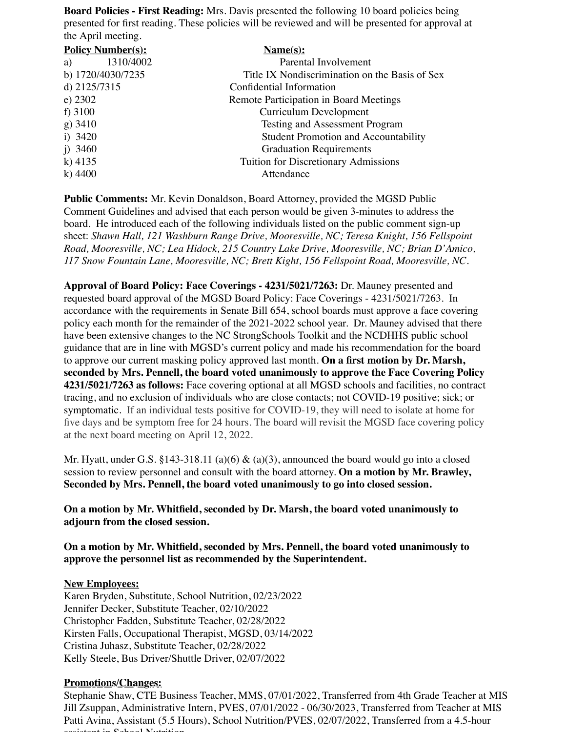**Board Policies - First Reading:** Mrs. Davis presented the following 10 board policies being presented for first reading. These policies will be reviewed and will be presented for approval at the April meeting.

| Policy Number(s): | Name(s): |
|---|---|
| a) 1310/4002 | Parental Involvement |
| b) 1720/4030/7235 | Title IX Nondiscrimination on the Basis of Sex |
| d) 2125/7315 | Confidential Information |
| e) 2302 | Remote Participation in Board Meetings |
| f) 3100 | Curriculum Development |
| g) 3410 | Testing and Assessment Program |
| i) 3420 | Student Promotion and Accountability |
| j) 3460 | Graduation Requirements |
| k) 4135 | Tuition for Discretionary Admissions |
| k) 4400 | Attendance |

**Public Comments:** Mr. Kevin Donaldson, Board Attorney, provided the MGSD Public Comment Guidelines and advised that each person would be given 3-minutes to address the board. He introduced each of the following individuals listed on the public comment sign-up sheet: *Shawn Hall, 121 Washburn Range Drive, Mooresville, NC; Teresa Knight, 156 Fellspoint Road, Mooresville, NC; Lea Hidock, 215 Country Lake Drive, Mooresville, NC; Brian D'Amico, 117 Snow Fountain Lane, Mooresville, NC; Brett Kight, 156 Fellspoint Road, Mooresville, NC.*

**Approval of Board Policy: Face Coverings - 4231/5021/7263:** Dr. Mauney presented and requested board approval of the MGSD Board Policy: Face Coverings - 4231/5021/7263. In accordance with the requirements in Senate Bill 654, school boards must approve a face covering policy each month for the remainder of the 2021-2022 school year. Dr. Mauney advised that there have been extensive changes to the NC StrongSchools Toolkit and the NCDHHS public school guidance that are in line with MGSD's current policy and made his recommendation for the board to approve our current masking policy approved last month. **On a first motion by Dr. Marsh, seconded by Mrs. Pennell, the board voted unanimously to approve the Face Covering Policy 4231/5021/7263 as follows:** Face covering optional at all MGSD schools and facilities, no contract tracing, and no exclusion of individuals who are close contacts; not COVID-19 positive; sick; or symptomatic. If an individual tests positive for COVID-19, they will need to isolate at home for five days and be symptom free for 24 hours. The board will revisit the MGSD face covering policy at the next board meeting on April 12, 2022.

Mr. Hyatt, under G.S. §143-318.11 (a)(6) & (a)(3), announced the board would go into a closed session to review personnel and consult with the board attorney. **On a motion by Mr. Brawley, Seconded by Mrs. Pennell, the board voted unanimously to go into closed session.**

**On a motion by Mr. Whitfield, seconded by Dr. Marsh, the board voted unanimously to adjourn from the closed session.**

**On a motion by Mr. Whitfield, seconded by Mrs. Pennell, the board voted unanimously to approve the personnel list as recommended by the Superintendent.**

**New Employees:**

Karen Bryden, Substitute, School Nutrition, 02/23/2022
Jennifer Decker, Substitute Teacher, 02/10/2022
Christopher Fadden, Substitute Teacher, 02/28/2022
Kirsten Falls, Occupational Therapist, MGSD, 03/14/2022
Cristina Juhasz, Substitute Teacher, 02/28/2022
Kelly Steele, Bus Driver/Shuttle Driver, 02/07/2022

**Promotions/Changes:**

Stephanie Shaw, CTE Business Teacher, MMS, 07/01/2022, Transferred from 4th Grade Teacher at MIS
Jill Zsuppan, Administrative Intern, PVES, 07/01/2022 - 06/30/2023, Transferred from Teacher at MIS
Patti Avina, Assistant (5.5 Hours), School Nutrition/PVES, 02/07/2022, Transferred from a 4.5-hour assistant in School Nutrition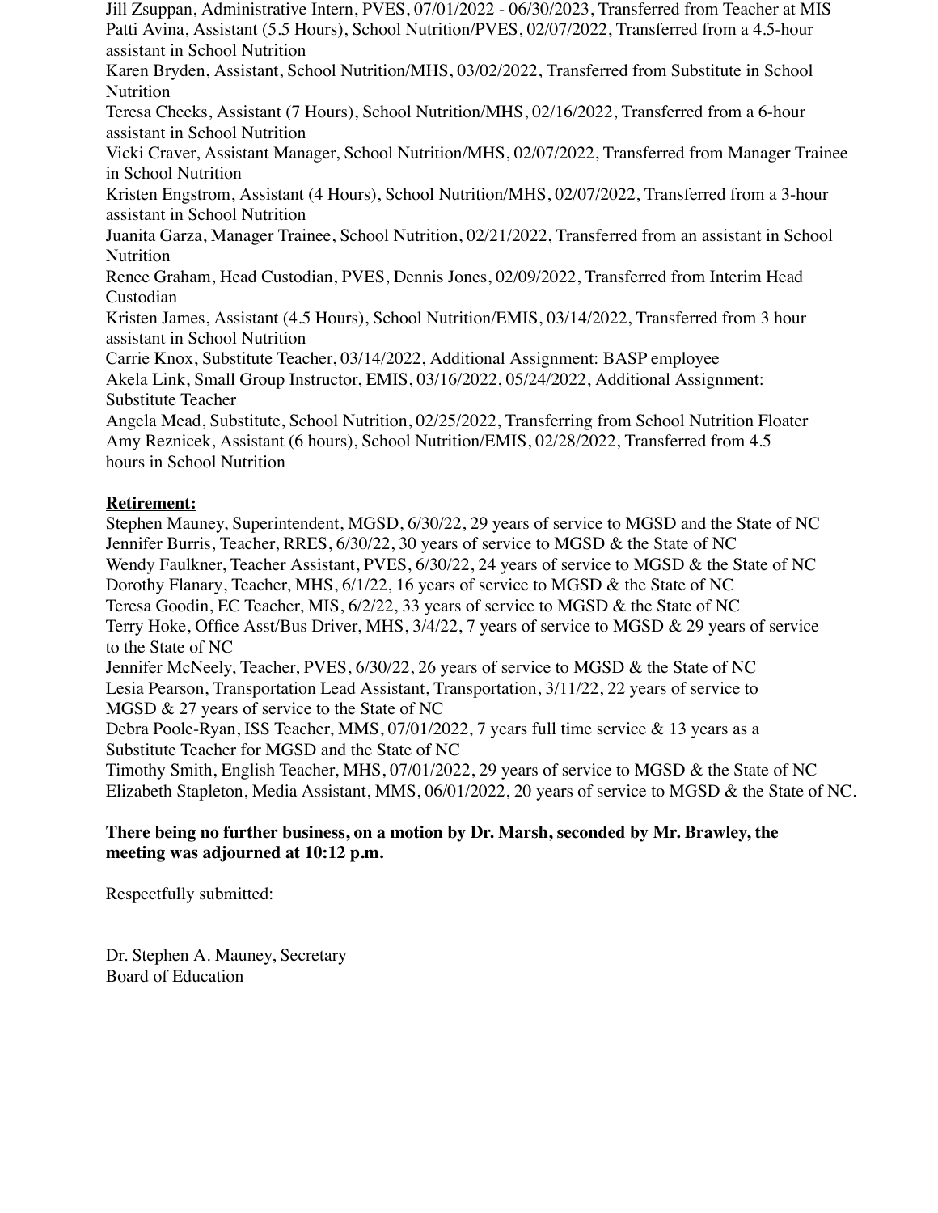Jill Zsuppan, Administrative Intern, PVES, 07/01/2022 - 06/30/2023, Transferred from Teacher at MIS
Patti Avina, Assistant (5.5 Hours), School Nutrition/PVES, 02/07/2022, Transferred from a 4.5-hour assistant in School Nutrition
Karen Bryden, Assistant, School Nutrition/MHS, 03/02/2022, Transferred from Substitute in School Nutrition
Teresa Cheeks, Assistant (7 Hours), School Nutrition/MHS, 02/16/2022, Transferred from a 6-hour assistant in School Nutrition
Vicki Craver, Assistant Manager, School Nutrition/MHS, 02/07/2022, Transferred from Manager Trainee in School Nutrition
Kristen Engstrom, Assistant (4 Hours), School Nutrition/MHS, 02/07/2022, Transferred from a 3-hour assistant in School Nutrition
Juanita Garza, Manager Trainee, School Nutrition, 02/21/2022, Transferred from an assistant in School Nutrition
Renee Graham, Head Custodian, PVES, Dennis Jones, 02/09/2022, Transferred from Interim Head Custodian
Kristen James, Assistant (4.5 Hours), School Nutrition/EMIS, 03/14/2022, Transferred from 3 hour assistant in School Nutrition
Carrie Knox, Substitute Teacher, 03/14/2022, Additional Assignment: BASP employee
Akela Link, Small Group Instructor, EMIS, 03/16/2022, 05/24/2022, Additional Assignment: Substitute Teacher
Angela Mead, Substitute, School Nutrition, 02/25/2022, Transferring from School Nutrition Floater
Amy Reznicek, Assistant (6 hours), School Nutrition/EMIS, 02/28/2022, Transferred from 4.5 hours in School Nutrition

**Retirement:**
Stephen Mauney, Superintendent, MGSD, 6/30/22, 29 years of service to MGSD and the State of NC
Jennifer Burris, Teacher, RRES, 6/30/22, 30 years of service to MGSD & the State of NC
Wendy Faulkner, Teacher Assistant, PVES, 6/30/22, 24 years of service to MGSD & the State of NC
Dorothy Flanary, Teacher, MHS, 6/1/22, 16 years of service to MGSD & the State of NC
Teresa Goodin, EC Teacher, MIS, 6/2/22, 33 years of service to MGSD & the State of NC
Terry Hoke, Office Asst/Bus Driver, MHS, 3/4/22, 7 years of service to MGSD & 29 years of service to the State of NC
Jennifer McNeely, Teacher, PVES, 6/30/22, 26 years of service to MGSD & the State of NC
Lesia Pearson, Transportation Lead Assistant, Transportation, 3/11/22, 22 years of service to MGSD & 27 years of service to the State of NC
Debra Poole-Ryan, ISS Teacher, MMS, 07/01/2022, 7 years full time service & 13 years as a Substitute Teacher for MGSD and the State of NC
Timothy Smith, English Teacher, MHS, 07/01/2022, 29 years of service to MGSD & the State of NC
Elizabeth Stapleton, Media Assistant, MMS, 06/01/2022, 20 years of service to MGSD & the State of NC.

**There being no further business, on a motion by Dr. Marsh, seconded by Mr. Brawley, the meeting was adjourned at 10:12 p.m.**

Respectfully submitted:

Dr. Stephen A. Mauney, Secretary
Board of Education